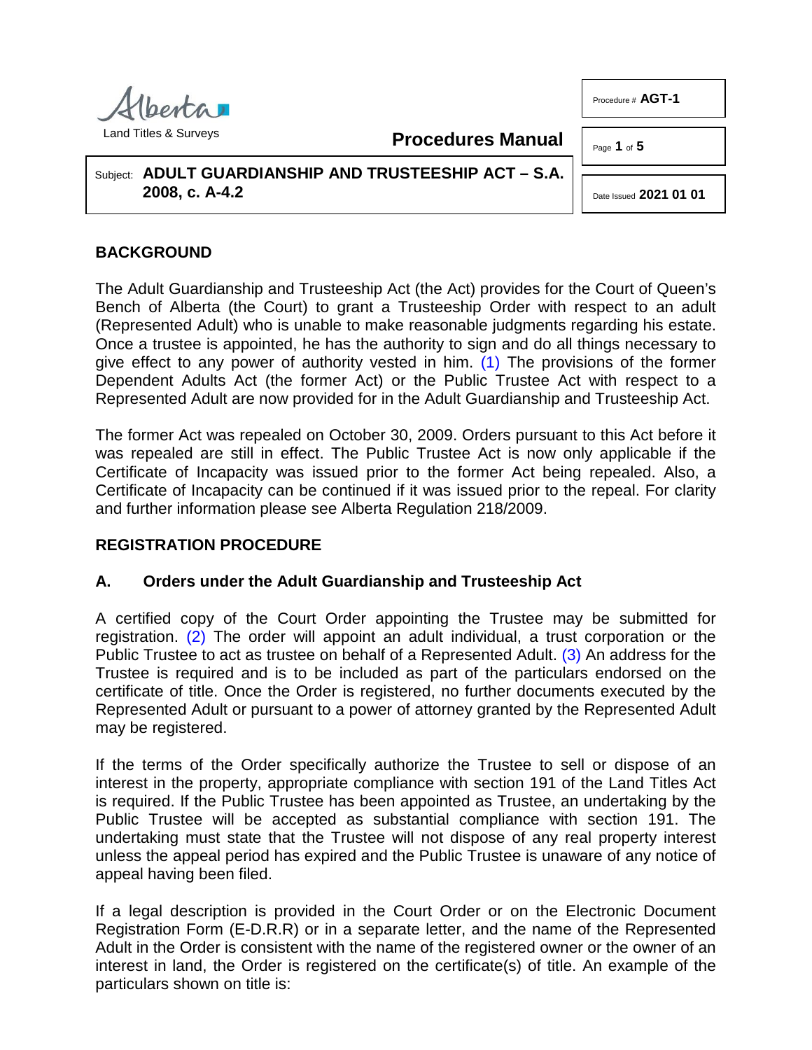Alberta Land Titles & Surveys

**Procedures Manual**

Procedure # **AGT-1**

Date Issued **2021 01 01**

Subject: **ADULT GUARDIANSHIP AND TRUSTEESHIP ACT – S.A. 2008, c. A-4.2**

## BACKGROUND

The Adult Guardianship and Trusteeship Act (the Act) provides for the Court of Queen's Bench of Alberta (the Court) to grant a Trusteeship Order with respect to an adult (Represented Adult) who is unable to make reasonable judgments regarding his estate. Once a trustee is appointed, he has the authority to sign and do all things necessary to give effect to any power of authority vested in him. (1) The provisions of the former Dependent Adults Act (the former Act) or the Public Trustee Act with respect to a Represented Adult are now provided for in the Adult Guardianship and Trusteeship Act.

The former Act was repealed on October 30, 2009. Orders pursuant to this Act before it was repealed are still in effect. The Public Trustee Act is now only applicable if the Certificate of Incapacity was issued prior to the former Act being repealed. Also, a Certificate of Incapacity can be continued if it was issued prior to the repeal. For clarity and further information please see Alberta Regulation 218/2009.

## REGISTRATION PROCEDURE

### A. Orders under the Adult Guardianship and Trusteeship Act

A certified copy of the Court Order appointing the Trustee may be submitted for registration. (2) The order will appoint an adult individual, a trust corporation or the Public Trustee to act as trustee on behalf of a Represented Adult. (3) An address for the Trustee is required and is to be included as part of the particulars endorsed on the certificate of title. Once the Order is registered, no further documents executed by the Represented Adult or pursuant to a power of attorney granted by the Represented Adult may be registered.

If the terms of the Order specifically authorize the Trustee to sell or dispose of an interest in the property, appropriate compliance with section 191 of the Land Titles Act is required. If the Public Trustee has been appointed as Trustee, an undertaking by the Public Trustee will be accepted as substantial compliance with section 191. The undertaking must state that the Trustee will not dispose of any real property interest unless the appeal period has expired and the Public Trustee is unaware of any notice of appeal having been filed.

If a legal description is provided in the Court Order or on the Electronic Document Registration Form (E-D.R.R) or in a separate letter, and the name of the Represented Adult in the Order is consistent with the name of the registered owner or the owner of an interest in land, the Order is registered on the certificate(s) of title. An example of the particulars shown on title is: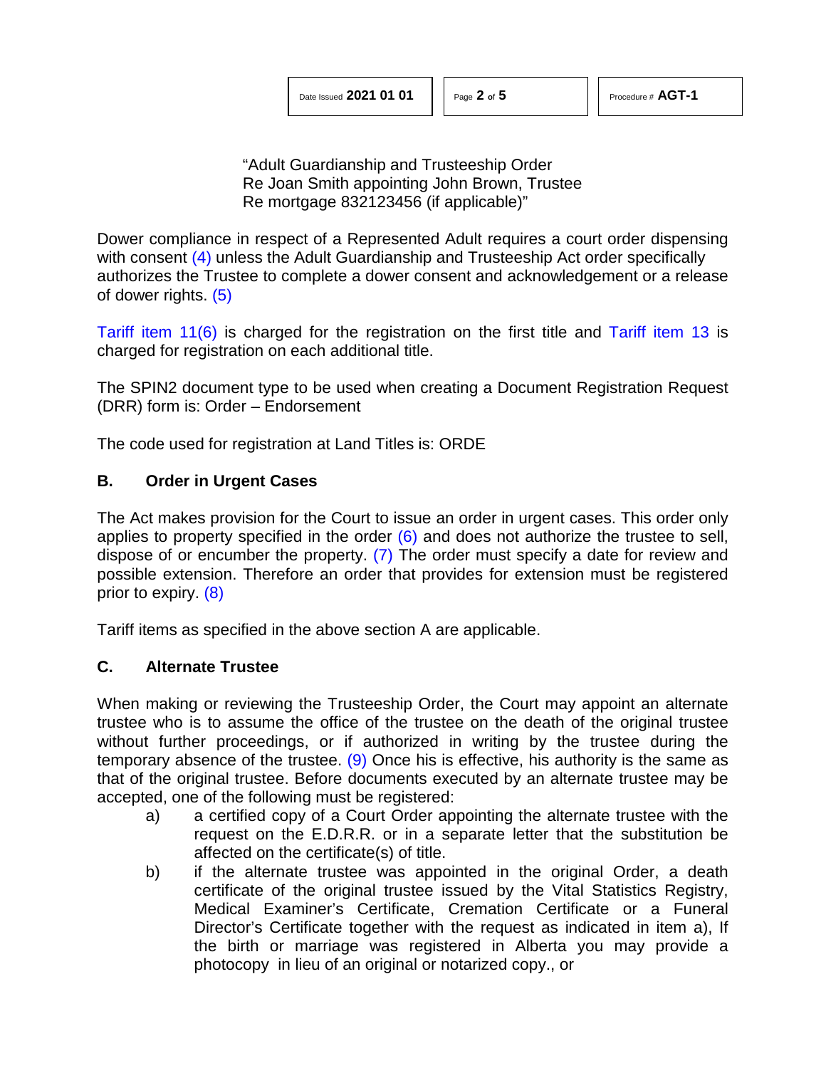"Adult Guardianship and Trusteeship Order
Re Joan Smith appointing John Brown, Trustee
Re mortgage 832123456 (if applicable)"

Dower compliance in respect of a Represented Adult requires a court order dispensing with consent (4) unless the Adult Guardianship and Trusteeship Act order specifically authorizes the Trustee to complete a dower consent and acknowledgement or a release of dower rights. (5)

Tariff item 11(6) is charged for the registration on the first title and Tariff item 13 is charged for registration on each additional title.

The SPIN2 document type to be used when creating a Document Registration Request (DRR) form is: Order – Endorsement

The code used for registration at Land Titles is: ORDE

## B. Order in Urgent Cases

The Act makes provision for the Court to issue an order in urgent cases. This order only applies to property specified in the order (6) and does not authorize the trustee to sell, dispose of or encumber the property. (7) The order must specify a date for review and possible extension. Therefore an order that provides for extension must be registered prior to expiry. (8)

Tariff items as specified in the above section A are applicable.

## C. Alternate Trustee

When making or reviewing the Trusteeship Order, the Court may appoint an alternate trustee who is to assume the office of the trustee on the death of the original trustee without further proceedings, or if authorized in writing by the trustee during the temporary absence of the trustee. (9) Once his is effective, his authority is the same as that of the original trustee. Before documents executed by an alternate trustee may be accepted, one of the following must be registered:

a) a certified copy of a Court Order appointing the alternate trustee with the request on the E.D.R.R. or in a separate letter that the substitution be affected on the certificate(s) of title.

b) if the alternate trustee was appointed in the original Order, a death certificate of the original trustee issued by the Vital Statistics Registry, Medical Examiner's Certificate, Cremation Certificate or a Funeral Director's Certificate together with the request as indicated in item a), If the birth or marriage was registered in Alberta you may provide a photocopy in lieu of an original or notarized copy., or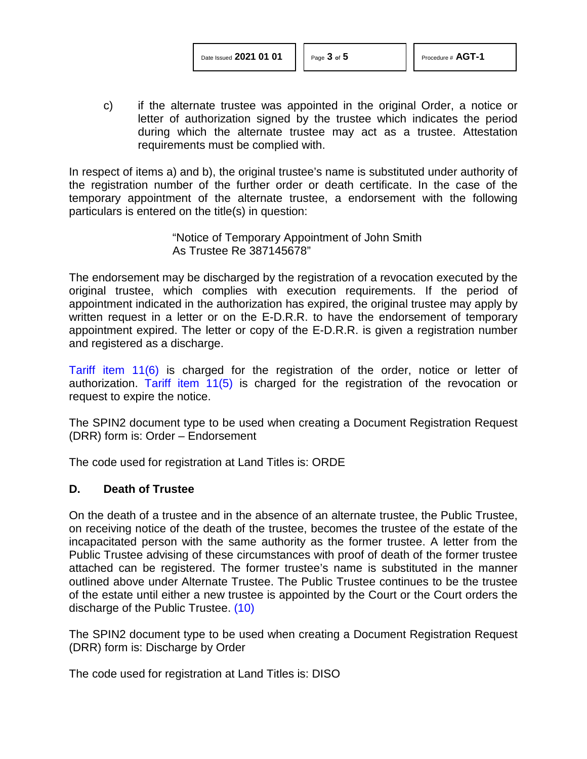c) if the alternate trustee was appointed in the original Order, a notice or letter of authorization signed by the trustee which indicates the period during which the alternate trustee may act as a trustee. Attestation requirements must be complied with.

In respect of items a) and b), the original trustee's name is substituted under authority of the registration number of the further order or death certificate. In the case of the temporary appointment of the alternate trustee, a endorsement with the following particulars is entered on the title(s) in question:

> "Notice of Temporary Appointment of John Smith
> As Trustee Re 387145678"

The endorsement may be discharged by the registration of a revocation executed by the original trustee, which complies with execution requirements. If the period of appointment indicated in the authorization has expired, the original trustee may apply by written request in a letter or on the E-D.R.R. to have the endorsement of temporary appointment expired. The letter or copy of the E-D.R.R. is given a registration number and registered as a discharge.

Tariff item 11(6) is charged for the registration of the order, notice or letter of authorization. Tariff item 11(5) is charged for the registration of the revocation or request to expire the notice.

The SPIN2 document type to be used when creating a Document Registration Request (DRR) form is: Order – Endorsement

The code used for registration at Land Titles is: ORDE

## D. Death of Trustee

On the death of a trustee and in the absence of an alternate trustee, the Public Trustee, on receiving notice of the death of the trustee, becomes the trustee of the estate of the incapacitated person with the same authority as the former trustee. A letter from the Public Trustee advising of these circumstances with proof of death of the former trustee attached can be registered. The former trustee's name is substituted in the manner outlined above under Alternate Trustee. The Public Trustee continues to be the trustee of the estate until either a new trustee is appointed by the Court or the Court orders the discharge of the Public Trustee. (10)

The SPIN2 document type to be used when creating a Document Registration Request (DRR) form is: Discharge by Order

The code used for registration at Land Titles is: DISO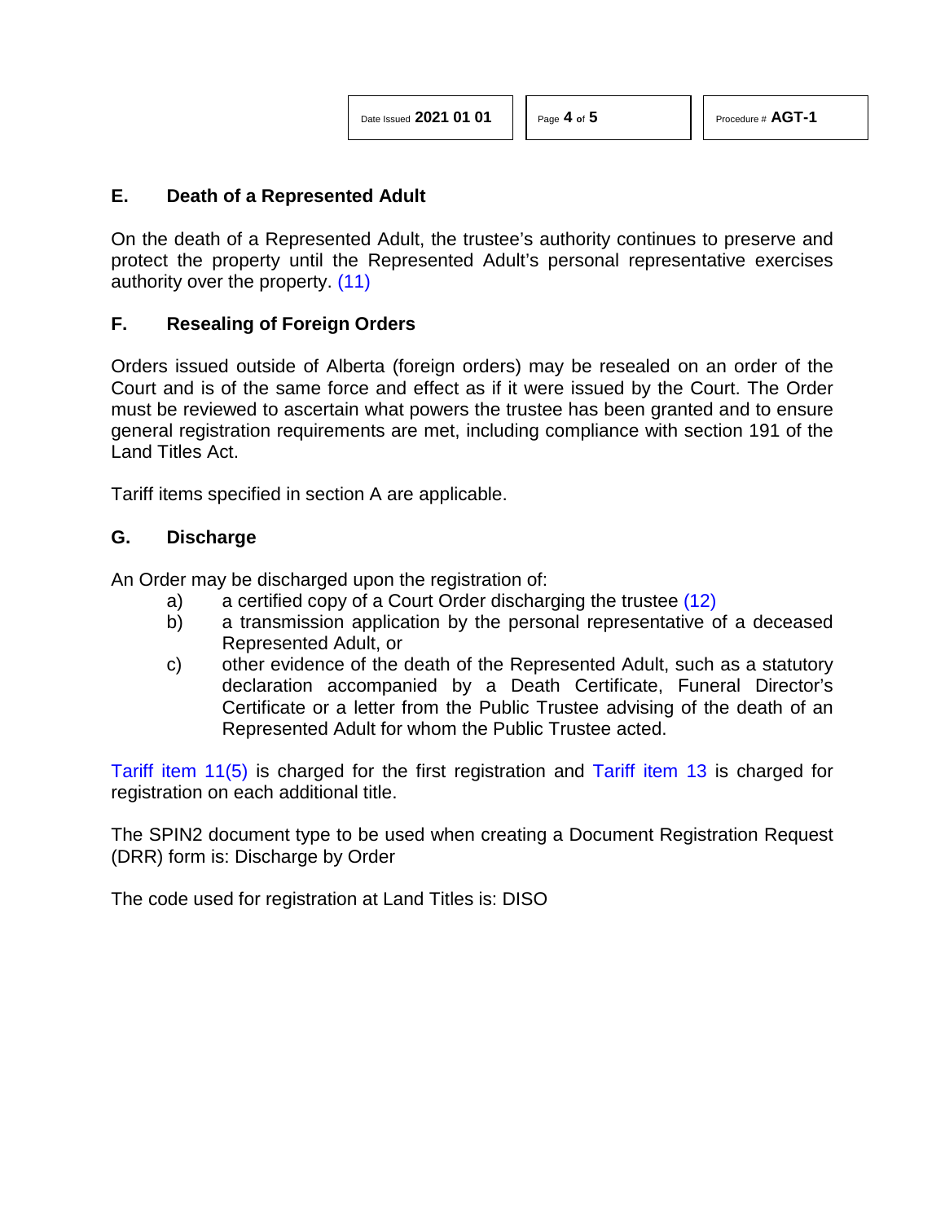## E. Death of a Represented Adult

On the death of a Represented Adult, the trustee's authority continues to preserve and protect the property until the Represented Adult's personal representative exercises authority over the property. (11)

## F. Resealing of Foreign Orders

Orders issued outside of Alberta (foreign orders) may be resealed on an order of the Court and is of the same force and effect as if it were issued by the Court. The Order must be reviewed to ascertain what powers the trustee has been granted and to ensure general registration requirements are met, including compliance with section 191 of the Land Titles Act.

Tariff items specified in section A are applicable.

## G. Discharge

An Order may be discharged upon the registration of:

a) a certified copy of a Court Order discharging the trustee (12)
b) a transmission application by the personal representative of a deceased Represented Adult, or
c) other evidence of the death of the Represented Adult, such as a statutory declaration accompanied by a Death Certificate, Funeral Director's Certificate or a letter from the Public Trustee advising of the death of an Represented Adult for whom the Public Trustee acted.

Tariff item 11(5) is charged for the first registration and Tariff item 13 is charged for registration on each additional title.

The SPIN2 document type to be used when creating a Document Registration Request (DRR) form is: Discharge by Order

The code used for registration at Land Titles is: DISO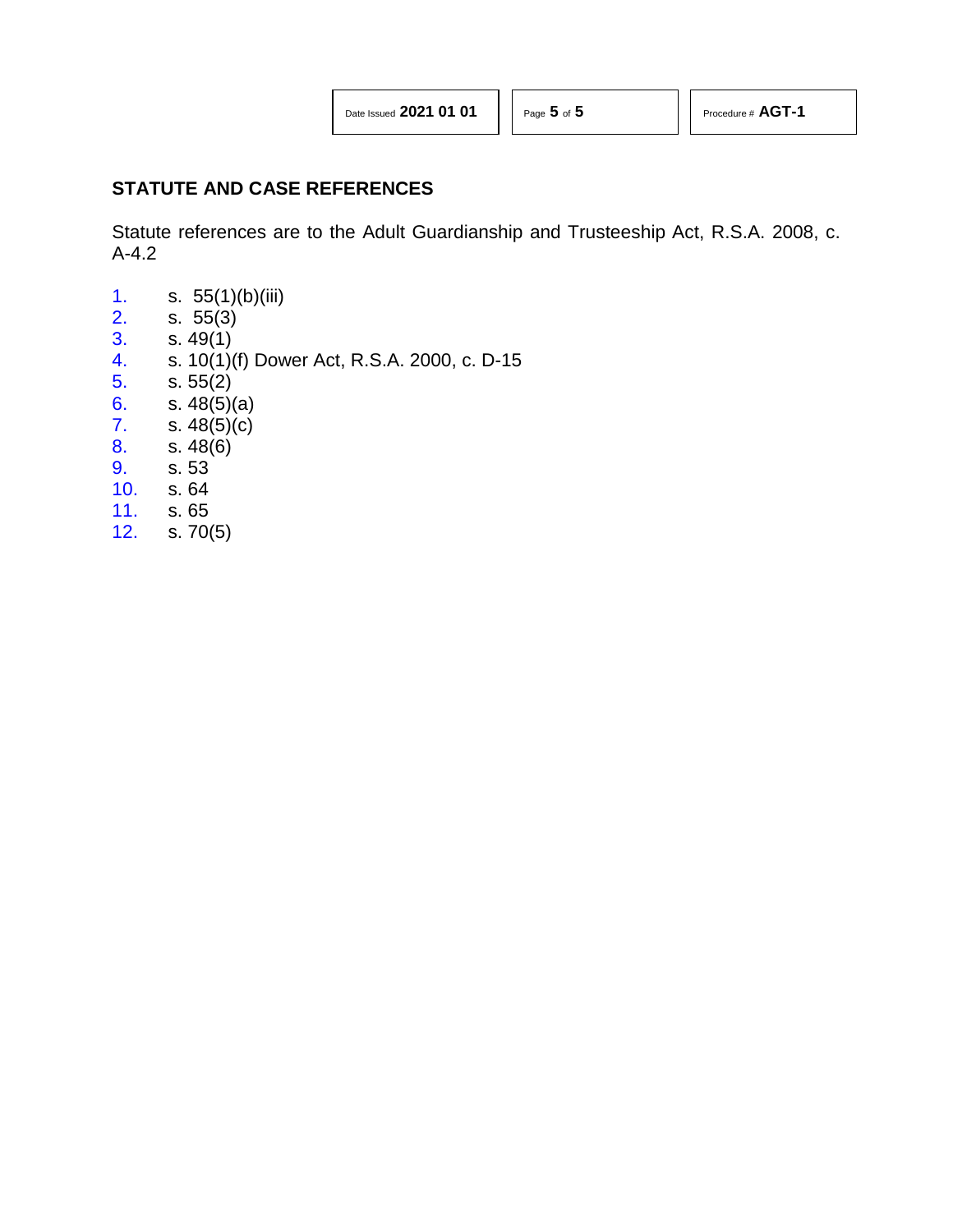## STATUTE AND CASE REFERENCES

Statute references are to the Adult Guardianship and Trusteeship Act, R.S.A. 2008, c. A-4.2

1. s. 55(1)(b)(iii)
2. s. 55(3)
3. s. 49(1)
4. s. 10(1)(f) Dower Act, R.S.A. 2000, c. D-15
5. s. 55(2)
6. s. 48(5)(a)
7. s. 48(5)(c)
8. s. 48(6)
9. s. 53
10. s. 64
11. s. 65
12. s. 70(5)